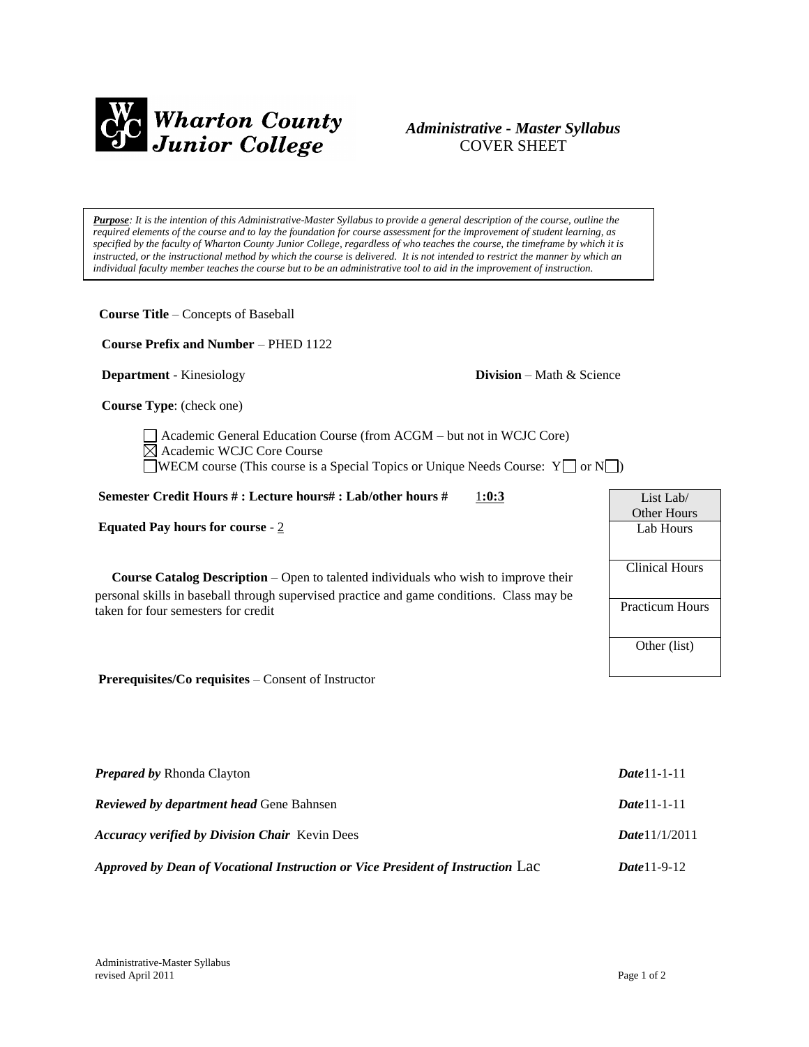**Wharton County Junior College**

# *Administrative - Master Syllabus*
COVER SHEET

***Purpose**: It is the intention of this Administrative-Master Syllabus to provide a general description of the course, outline the required elements of the course and to lay the foundation for course assessment for the improvement of student learning, as specified by the faculty of Wharton County Junior College, regardless of who teaches the course, the timeframe by which it is instructed, or the instructional method by which the course is delivered. It is not intended to restrict the manner by which an individual faculty member teaches the course but to be an administrative tool to aid in the improvement of instruction.*

**Course Title** – Concepts of Baseball

**Course Prefix and Number** – PHED 1122

**Department** - Kinesiology  **Division** – Math & Science

**Course Type**: (check one)

- ☐ Academic General Education Course (from ACGM – but not in WCJC Core)
- ☒ Academic WCJC Core Course
- ☐ WECM course (This course is a Special Topics or Unique Needs Course: Y ☐ or N ☐)

**Semester Credit Hours # : Lecture hours# : Lab/other hours #** 1:0:3

**Equated Pay hours for course** - 2

| List Lab/ Other Hours |
|---|
| Lab Hours |
| Clinical Hours |
| Practicum Hours |
| Other (list) |

**Course Catalog Description** – Open to talented individuals who wish to improve their personal skills in baseball through supervised practice and game conditions. Class may be taken for four semesters for credit

**Prerequisites/Co requisites** – Consent of Instructor

| | |
|---|---|
| ***Prepared by*** Rhonda Clayton | ***Date*** 11-1-11 |
| ***Reviewed by department head*** Gene Bahnsen | ***Date*** 11-1-11 |
| ***Accuracy verified by Division Chair*** Kevin Dees | ***Date*** 11/1/2011 |
| ***Approved by Dean of Vocational Instruction or Vice President of Instruction*** Lac | ***Date*** 11-9-12 |

Administrative-Master Syllabus
revised April 2011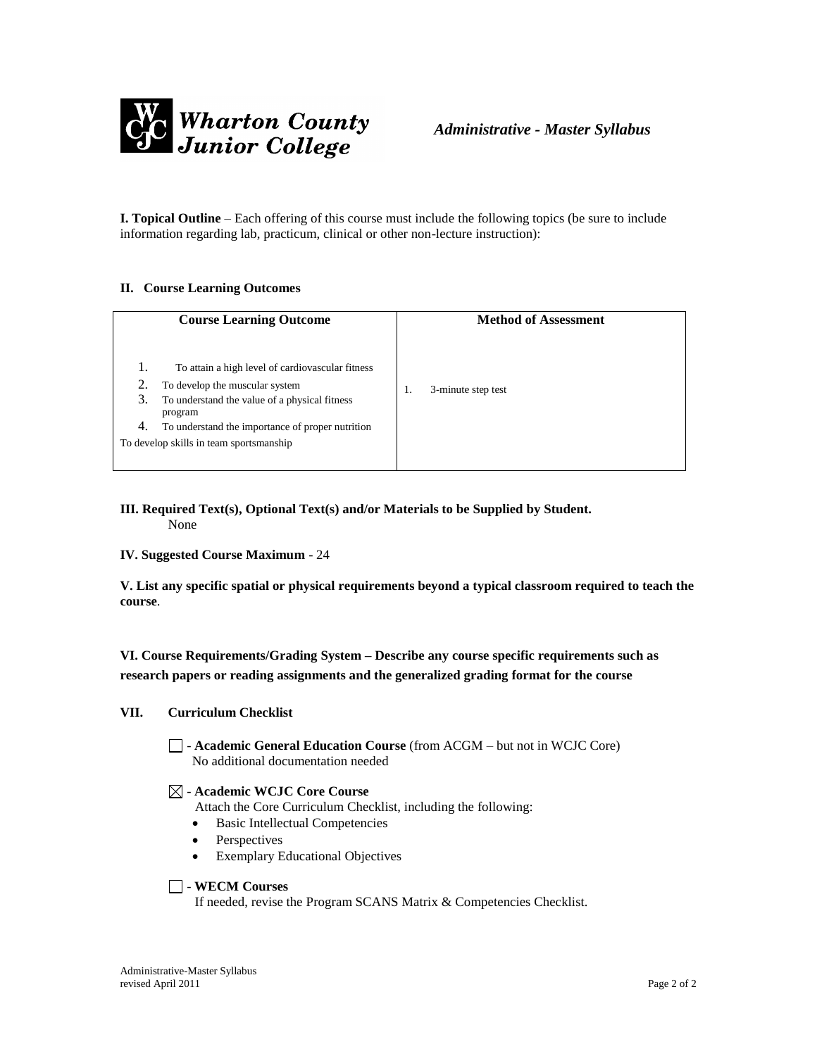**Wharton County Junior College** *Administrative - Master Syllabus*

**I. Topical Outline** – Each offering of this course must include the following topics (be sure to include information regarding lab, practicum, clinical or other non-lecture instruction):

**II. Course Learning Outcomes**

| Course Learning Outcome | Method of Assessment |
|---|---|
| 1. To attain a high level of cardiovascular fitness<br>2. To develop the muscular system<br>3. To understand the value of a physical fitness program<br>4. To understand the importance of proper nutrition<br>To develop skills in team sportsmanship | 1. 3-minute step test |

**III. Required Text(s), Optional Text(s) and/or Materials to be Supplied by Student.**
None

**IV. Suggested Course Maximum** - 24

**V. List any specific spatial or physical requirements beyond a typical classroom required to teach the course**.

**VI. Course Requirements/Grading System – Describe any course specific requirements such as research papers or reading assignments and the generalized grading format for the course**

**VII. Curriculum Checklist**

☐ - **Academic General Education Course** (from ACGM – but not in WCJC Core)
No additional documentation needed

☒ - **Academic WCJC Core Course**
Attach the Core Curriculum Checklist, including the following:
- Basic Intellectual Competencies
- Perspectives
- Exemplary Educational Objectives

☐ - **WECM Courses**
If needed, revise the Program SCANS Matrix & Competencies Checklist.

Administrative-Master Syllabus
revised April 2011